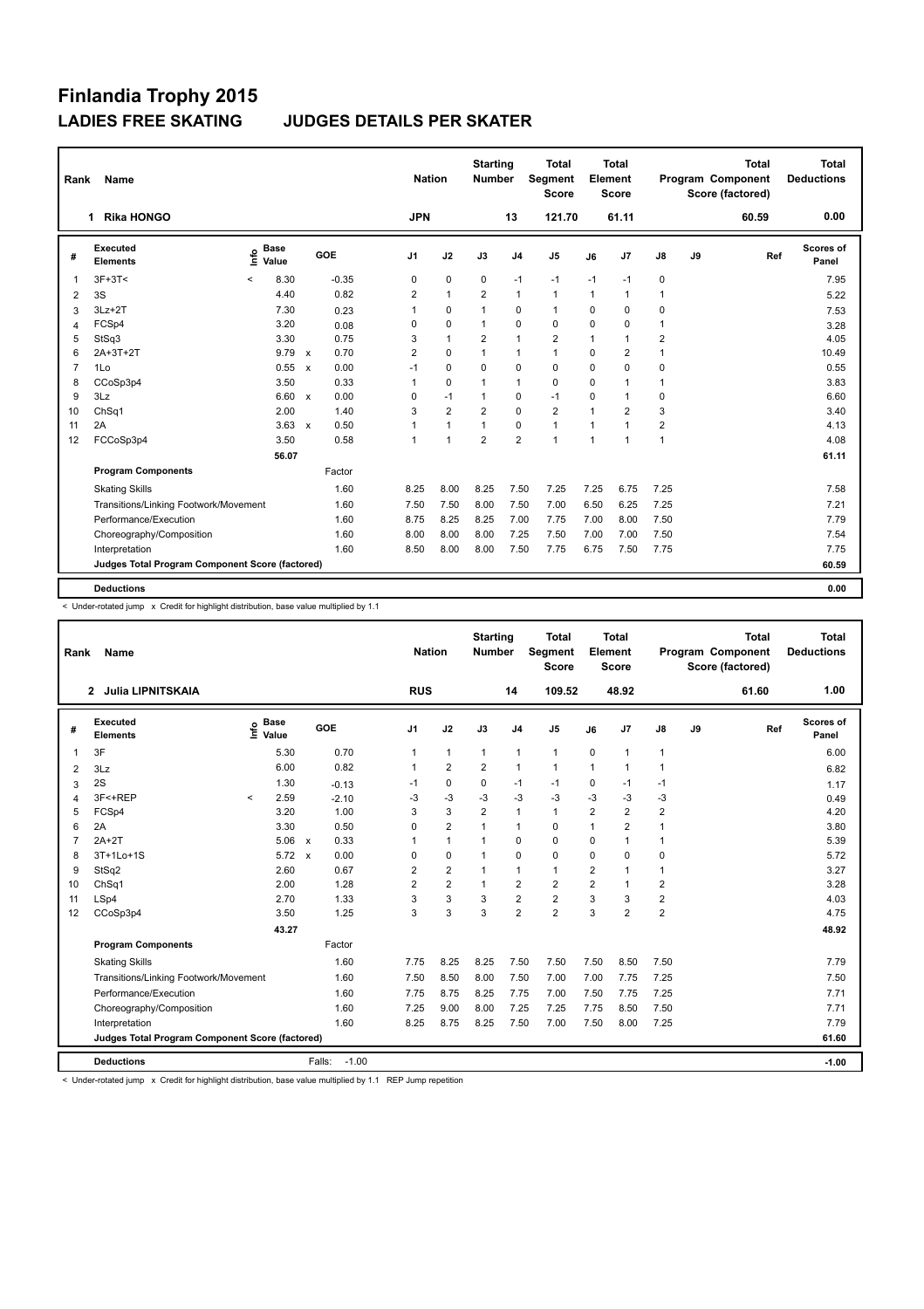# Finlandia Trophy 2015

## LADIES FREE SKATING JUDGES DETAILS PER SKATER

| Rank | Name | Nation | Starting Number | Total Segment Score | Total Element Score | Total Program Component Score (factored) | Total Deductions |
|---|---|---|---|---|---|---|---|
| 1 | Rika HONGO | JPN | 13 | 121.70 | 61.11 | 60.59 | 0.00 |

| # | Executed Elements | Info | Base Value | | GOE | J1 | J2 | J3 | J4 | J5 | J6 | J7 | J8 | J9 | Ref | Scores of Panel |
|---|---|---|---|---|---|---|---|---|---|---|---|---|---|---|---|---|
| 1 | 3F+3T< | < | 8.30 | | -0.35 | 0 | 0 | 0 | -1 | -1 | -1 | -1 | 0 | | | 7.95 |
| 2 | 3S | | 4.40 | | 0.82 | 2 | 1 | 2 | 1 | 1 | 1 | 1 | 1 | | | 5.22 |
| 3 | 3Lz+2T | | 7.30 | | 0.23 | 1 | 0 | 1 | 0 | 1 | 0 | 0 | 0 | | | 7.53 |
| 4 | FCSp4 | | 3.20 | | 0.08 | 0 | 0 | 1 | 0 | 0 | 0 | 0 | 1 | | | 3.28 |
| 5 | StSq3 | | 3.30 | | 0.75 | 3 | 1 | 2 | 1 | 2 | 1 | 1 | 2 | | | 4.05 |
| 6 | 2A+3T+2T | | 9.79 | x | 0.70 | 2 | 0 | 1 | 1 | 1 | 0 | 2 | 1 | | | 10.49 |
| 7 | 1Lo | | 0.55 | x | 0.00 | -1 | 0 | 0 | 0 | 0 | 0 | 0 | 0 | | | 0.55 |
| 8 | CCoSp3p4 | | 3.50 | | 0.33 | 1 | 0 | 1 | 1 | 0 | 0 | 1 | 1 | | | 3.83 |
| 9 | 3Lz | | 6.60 | x | 0.00 | 0 | -1 | 1 | 0 | -1 | 0 | 1 | 0 | | | 6.60 |
| 10 | ChSq1 | | 2.00 | | 1.40 | 3 | 2 | 2 | 0 | 2 | 1 | 2 | 3 | | | 3.40 |
| 11 | 2A | | 3.63 | x | 0.50 | 1 | 1 | 1 | 0 | 1 | 1 | 1 | 2 | | | 4.13 |
| 12 | FCCoSp3p4 | | 3.50 | | 0.58 | 1 | 1 | 2 | 2 | 1 | 1 | 1 | 1 | | | 4.08 |
| | | | 56.07 | | | | | | | | | | | | | 61.11 |
| | **Program Components** | | | | Factor | | | | | | | | | | | |
| | Skating Skills | | | | 1.60 | 8.25 | 8.00 | 8.25 | 7.50 | 7.25 | 7.25 | 6.75 | 7.25 | | | 7.58 |
| | Transitions/Linking Footwork/Movement | | | | 1.60 | 7.50 | 7.50 | 8.00 | 7.50 | 7.00 | 6.50 | 6.25 | 7.25 | | | 7.21 |
| | Performance/Execution | | | | 1.60 | 8.75 | 8.25 | 8.25 | 7.00 | 7.75 | 7.00 | 8.00 | 7.50 | | | 7.79 |
| | Choreography/Composition | | | | 1.60 | 8.00 | 8.00 | 8.00 | 7.25 | 7.50 | 7.00 | 7.00 | 7.50 | | | 7.54 |
| | Interpretation | | | | 1.60 | 8.50 | 8.00 | 8.00 | 7.50 | 7.75 | 6.75 | 7.50 | 7.75 | | | 7.75 |
| | Judges Total Program Component Score (factored) | | | | | | | | | | | | | | | 60.59 |
| | **Deductions** | | | | | | | | | | | | | | | 0.00 |

< Under-rotated jump x Credit for highlight distribution, base value multiplied by 1.1

| Rank | Name | Nation | Starting Number | Total Segment Score | Total Element Score | Total Program Component Score (factored) | Total Deductions |
|---|---|---|---|---|---|---|---|
| 2 | Julia LIPNITSKAIA | RUS | 14 | 109.52 | 48.92 | 61.60 | 1.00 |

| # | Executed Elements | Info | Base Value | | GOE | J1 | J2 | J3 | J4 | J5 | J6 | J7 | J8 | J9 | Ref | Scores of Panel |
|---|---|---|---|---|---|---|---|---|---|---|---|---|---|---|---|---|
| 1 | 3F | | 5.30 | | 0.70 | 1 | 1 | 1 | 1 | 1 | 0 | 1 | 1 | | | 6.00 |
| 2 | 3Lz | | 6.00 | | 0.82 | 1 | 2 | 2 | 1 | 1 | 1 | 1 | 1 | | | 6.82 |
| 3 | 2S | | 1.30 | | -0.13 | -1 | 0 | 0 | -1 | -1 | 0 | -1 | -1 | | | 1.17 |
| 4 | 3F<+REP | < | 2.59 | | -2.10 | -3 | -3 | -3 | -3 | -3 | -3 | -3 | -3 | | | 0.49 |
| 5 | FCSp4 | | 3.20 | | 1.00 | 3 | 3 | 2 | 1 | 1 | 2 | 2 | 2 | | | 4.20 |
| 6 | 2A | | 3.30 | | 0.50 | 0 | 2 | 1 | 1 | 0 | 1 | 2 | 1 | | | 3.80 |
| 7 | 2A+2T | | 5.06 | x | 0.33 | 1 | 1 | 1 | 0 | 0 | 0 | 1 | 1 | | | 5.39 |
| 8 | 3T+1Lo+1S | | 5.72 | x | 0.00 | 0 | 0 | 1 | 0 | 0 | 0 | 0 | 0 | | | 5.72 |
| 9 | StSq2 | | 2.60 | | 0.67 | 2 | 2 | 1 | 1 | 1 | 2 | 1 | 1 | | | 3.27 |
| 10 | ChSq1 | | 2.00 | | 1.28 | 2 | 2 | 1 | 2 | 2 | 2 | 1 | 2 | | | 3.28 |
| 11 | LSp4 | | 2.70 | | 1.33 | 3 | 3 | 3 | 2 | 2 | 3 | 3 | 2 | | | 4.03 |
| 12 | CCoSp3p4 | | 3.50 | | 1.25 | 3 | 3 | 3 | 2 | 2 | 3 | 2 | 2 | | | 4.75 |
| | | | 43.27 | | | | | | | | | | | | | 48.92 |
| | **Program Components** | | | | Factor | | | | | | | | | | | |
| | Skating Skills | | | | 1.60 | 7.75 | 8.25 | 8.25 | 7.50 | 7.50 | 7.50 | 8.50 | 7.50 | | | 7.79 |
| | Transitions/Linking Footwork/Movement | | | | 1.60 | 7.50 | 8.50 | 8.00 | 7.50 | 7.00 | 7.00 | 7.75 | 7.25 | | | 7.50 |
| | Performance/Execution | | | | 1.60 | 7.75 | 8.75 | 8.25 | 7.75 | 7.00 | 7.50 | 7.75 | 7.25 | | | 7.71 |
| | Choreography/Composition | | | | 1.60 | 7.25 | 9.00 | 8.00 | 7.25 | 7.25 | 7.75 | 8.50 | 7.50 | | | 7.71 |
| | Interpretation | | | | 1.60 | 8.25 | 8.75 | 8.25 | 7.50 | 7.00 | 7.50 | 8.00 | 7.25 | | | 7.79 |
| | Judges Total Program Component Score (factored) | | | | | | | | | | | | | | | 61.60 |
| | **Deductions** | | | | Falls: -1.00 | | | | | | | | | | | -1.00 |

< Under-rotated jump x Credit for highlight distribution, base value multiplied by 1.1 REP Jump repetition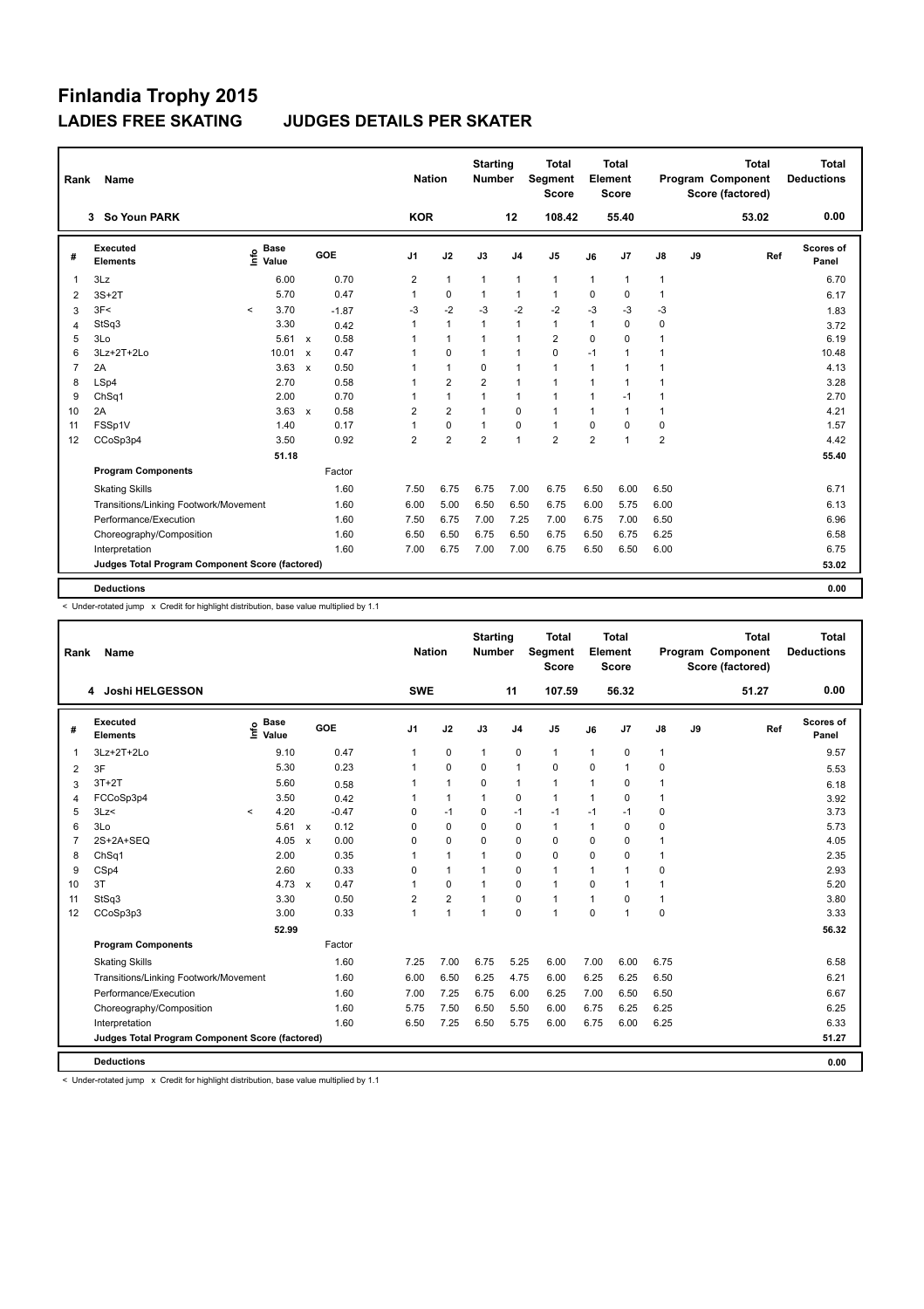# Finlandia Trophy 2015

## LADIES FREE SKATING JUDGES DETAILS PER SKATER

| Rank | Name | Nation | Starting Number | Total Segment Score | Total Element Score | Total Program Component Score (factored) | Total Deductions |
|---|---|---|---|---|---|---|---|
| 3 | So Youn PARK | KOR | 12 | 108.42 | 55.40 | 53.02 | 0.00 |

| # | Executed Elements | Info | Base Value | | GOE | J1 | J2 | J3 | J4 | J5 | J6 | J7 | J8 | J9 | Ref | Scores of Panel |
|---|---|---|---|---|---|---|---|---|---|---|---|---|---|---|---|---|
| 1 | 3Lz | | 6.00 | | 0.70 | 2 | 1 | 1 | 1 | 1 | 1 | 1 | 1 | | | 6.70 |
| 2 | 3S+2T | | 5.70 | | 0.47 | 1 | 0 | 1 | 1 | 1 | 0 | 0 | 1 | | | 6.17 |
| 3 | 3F< | < | 3.70 | | -1.87 | -3 | -2 | -3 | -2 | -2 | -3 | -3 | -3 | | | 1.83 |
| 4 | StSq3 | | 3.30 | | 0.42 | 1 | 1 | 1 | 1 | 1 | 1 | 0 | 0 | | | 3.72 |
| 5 | 3Lo | | 5.61 | x | 0.58 | 1 | 1 | 1 | 1 | 2 | 0 | 0 | 1 | | | 6.19 |
| 6 | 3Lz+2T+2Lo | | 10.01 | x | 0.47 | 1 | 0 | 1 | 1 | 0 | -1 | 1 | 1 | | | 10.48 |
| 7 | 2A | | 3.63 | x | 0.50 | 1 | 1 | 0 | 1 | 1 | 1 | 1 | 1 | | | 4.13 |
| 8 | LSp4 | | 2.70 | | 0.58 | 1 | 2 | 2 | 1 | 1 | 1 | 1 | 1 | | | 3.28 |
| 9 | ChSq1 | | 2.00 | | 0.70 | 1 | 1 | 1 | 1 | 1 | 1 | -1 | 1 | | | 2.70 |
| 10 | 2A | | 3.63 | x | 0.58 | 2 | 2 | 1 | 0 | 1 | 1 | 1 | 1 | | | 4.21 |
| 11 | FSSp1V | | 1.40 | | 0.17 | 1 | 0 | 1 | 0 | 1 | 0 | 0 | 0 | | | 1.57 |
| 12 | CCoSp3p4 | | 3.50 | | 0.92 | 2 | 2 | 2 | 1 | 2 | 2 | 1 | 2 | | | 4.42 |
| | | | 51.18 | | | | | | | | | | | | | 55.40 |
| | **Program Components** | | | | Factor | | | | | | | | | | | |
| | Skating Skills | | | | 1.60 | 7.50 | 6.75 | 6.75 | 7.00 | 6.75 | 6.50 | 6.00 | 6.50 | | | 6.71 |
| | Transitions/Linking Footwork/Movement | | | | 1.60 | 6.00 | 5.00 | 6.50 | 6.50 | 6.75 | 6.00 | 5.75 | 6.00 | | | 6.13 |
| | Performance/Execution | | | | 1.60 | 7.50 | 6.75 | 7.00 | 7.25 | 7.00 | 6.75 | 7.00 | 6.50 | | | 6.96 |
| | Choreography/Composition | | | | 1.60 | 6.50 | 6.50 | 6.75 | 6.50 | 6.75 | 6.50 | 6.75 | 6.25 | | | 6.58 |
| | Interpretation | | | | 1.60 | 7.00 | 6.75 | 7.00 | 7.00 | 6.75 | 6.50 | 6.50 | 6.00 | | | 6.75 |
| | **Judges Total Program Component Score (factored)** | | | | | | | | | | | | | | | 53.02 |
| | **Deductions** | | | | | | | | | | | | | | | 0.00 |

< Under-rotated jump x Credit for highlight distribution, base value multiplied by 1.1

| Rank | Name | Nation | Starting Number | Total Segment Score | Total Element Score | Total Program Component Score (factored) | Total Deductions |
|---|---|---|---|---|---|---|---|
| 4 | Joshi HELGESSON | SWE | 11 | 107.59 | 56.32 | 51.27 | 0.00 |

| # | Executed Elements | Info | Base Value | | GOE | J1 | J2 | J3 | J4 | J5 | J6 | J7 | J8 | J9 | Ref | Scores of Panel |
|---|---|---|---|---|---|---|---|---|---|---|---|---|---|---|---|---|
| 1 | 3Lz+2T+2Lo | | 9.10 | | 0.47 | 1 | 0 | 1 | 0 | 1 | 1 | 0 | 1 | | | 9.57 |
| 2 | 3F | | 5.30 | | 0.23 | 1 | 0 | 0 | 1 | 0 | 0 | 1 | 0 | | | 5.53 |
| 3 | 3T+2T | | 5.60 | | 0.58 | 1 | 1 | 0 | 1 | 1 | 1 | 0 | 1 | | | 6.18 |
| 4 | FCCoSp3p4 | | 3.50 | | 0.42 | 1 | 1 | 1 | 0 | 1 | 1 | 0 | 1 | | | 3.92 |
| 5 | 3Lz< | < | 4.20 | | -0.47 | 0 | -1 | 0 | -1 | -1 | -1 | -1 | 0 | | | 3.73 |
| 6 | 3Lo | | 5.61 | x | 0.12 | 0 | 0 | 0 | 0 | 1 | 1 | 0 | 0 | | | 5.73 |
| 7 | 2S+2A+SEQ | | 4.05 | x | 0.00 | 0 | 0 | 0 | 0 | 0 | 0 | 0 | 1 | | | 4.05 |
| 8 | ChSq1 | | 2.00 | | 0.35 | 1 | 1 | 1 | 0 | 0 | 0 | 0 | 1 | | | 2.35 |
| 9 | CSp4 | | 2.60 | | 0.33 | 0 | 1 | 1 | 0 | 1 | 1 | 1 | 0 | | | 2.93 |
| 10 | 3T | | 4.73 | x | 0.47 | 1 | 0 | 1 | 0 | 1 | 0 | 1 | 1 | | | 5.20 |
| 11 | StSq3 | | 3.30 | | 0.50 | 2 | 2 | 1 | 0 | 1 | 1 | 0 | 1 | | | 3.80 |
| 12 | CCoSp3p3 | | 3.00 | | 0.33 | 1 | 1 | 1 | 0 | 1 | 0 | 1 | 0 | | | 3.33 |
| | | | 52.99 | | | | | | | | | | | | | 56.32 |
| | **Program Components** | | | | Factor | | | | | | | | | | | |
| | Skating Skills | | | | 1.60 | 7.25 | 7.00 | 6.75 | 5.25 | 6.00 | 7.00 | 6.00 | 6.75 | | | 6.58 |
| | Transitions/Linking Footwork/Movement | | | | 1.60 | 6.00 | 6.50 | 6.25 | 4.75 | 6.00 | 6.25 | 6.25 | 6.50 | | | 6.21 |
| | Performance/Execution | | | | 1.60 | 7.00 | 7.25 | 6.75 | 6.00 | 6.25 | 7.00 | 6.50 | 6.50 | | | 6.67 |
| | Choreography/Composition | | | | 1.60 | 5.75 | 7.50 | 6.50 | 5.50 | 6.00 | 6.75 | 6.25 | 6.25 | | | 6.25 |
| | Interpretation | | | | 1.60 | 6.50 | 7.25 | 6.50 | 5.75 | 6.00 | 6.75 | 6.00 | 6.25 | | | 6.33 |
| | **Judges Total Program Component Score (factored)** | | | | | | | | | | | | | | | 51.27 |
| | **Deductions** | | | | | | | | | | | | | | | 0.00 |

< Under-rotated jump x Credit for highlight distribution, base value multiplied by 1.1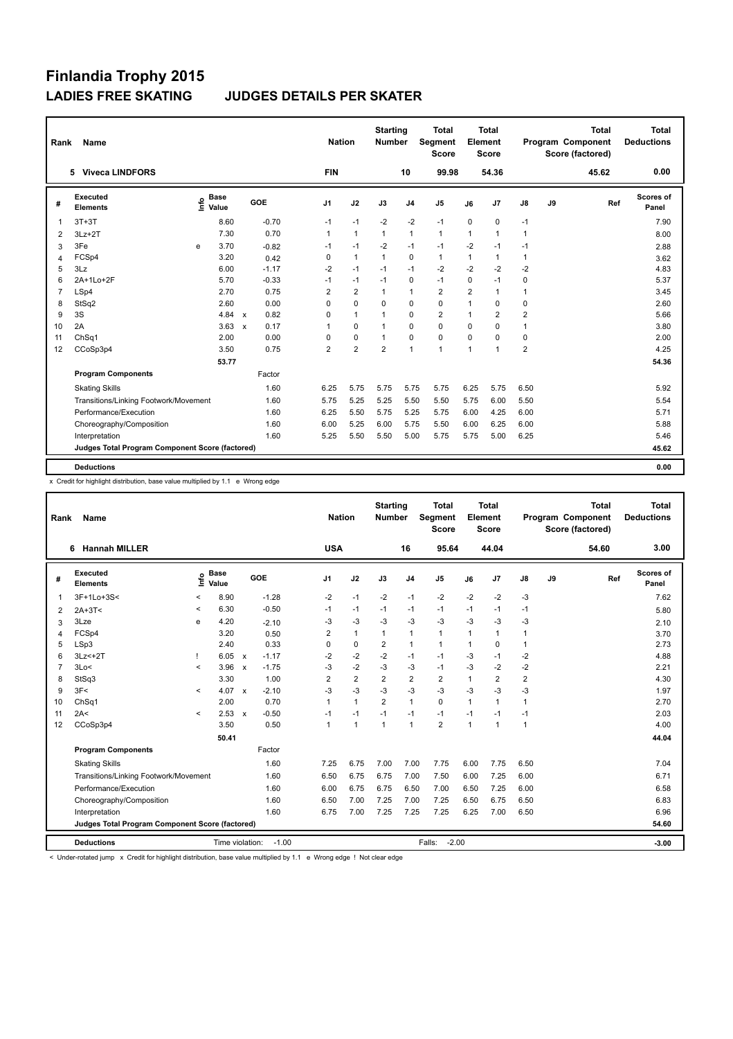# Finlandia Trophy 2015

## LADIES FREE SKATING JUDGES DETAILS PER SKATER

| Rank | Name | Nation | Starting Number | Total Segment Score | Total Element Score | Total Program Component Score (factored) | Total Deductions |
|---|---|---|---|---|---|---|---|
| 5 | Viveca LINDFORS | FIN | 10 | 99.98 | 54.36 | 45.62 | 0.00 |

| # | Executed Elements | Info | Base Value | | GOE | J1 | J2 | J3 | J4 | J5 | J6 | J7 | J8 | J9 | Ref | Scores of Panel |
|---|---|---|---|---|---|---|---|---|---|---|---|---|---|---|---|---|
| 1 | 3T+3T | | 8.60 | | -0.70 | -1 | -1 | -2 | -2 | -1 | 0 | 0 | -1 | | | 7.90 |
| 2 | 3Lz+2T | | 7.30 | | 0.70 | 1 | 1 | 1 | 1 | 1 | 1 | 1 | 1 | | | 8.00 |
| 3 | 3Fe | e | 3.70 | | -0.82 | -1 | -1 | -2 | -1 | -1 | -2 | -1 | -1 | | | 2.88 |
| 4 | FCSp4 | | 3.20 | | 0.42 | 0 | 1 | 1 | 0 | 1 | 1 | 1 | 1 | | | 3.62 |
| 5 | 3Lz | | 6.00 | | -1.17 | -2 | -1 | -1 | -1 | -2 | -2 | -2 | -2 | | | 4.83 |
| 6 | 2A+1Lo+2F | | 5.70 | | -0.33 | -1 | -1 | -1 | 0 | -1 | 0 | -1 | 0 | | | 5.37 |
| 7 | LSp4 | | 2.70 | | 0.75 | 2 | 2 | 1 | 1 | 2 | 2 | 1 | 1 | | | 3.45 |
| 8 | StSq2 | | 2.60 | | 0.00 | 0 | 0 | 0 | 0 | 0 | 1 | 0 | 0 | | | 2.60 |
| 9 | 3S | | 4.84 | x | 0.82 | 0 | 1 | 1 | 0 | 2 | 1 | 2 | 2 | | | 5.66 |
| 10 | 2A | | 3.63 | x | 0.17 | 1 | 0 | 1 | 0 | 0 | 0 | 0 | 1 | | | 3.80 |
| 11 | ChSq1 | | 2.00 | | 0.00 | 0 | 0 | 1 | 0 | 0 | 0 | 0 | 0 | | | 2.00 |
| 12 | CCoSp3p4 | | 3.50 | | 0.75 | 2 | 2 | 2 | 1 | 1 | 1 | 1 | 2 | | | 4.25 |
| | | | 53.77 | | | | | | | | | | | | | 54.36 |
| | **Program Components** | | | | Factor | | | | | | | | | | | |
| | Skating Skills | | | | 1.60 | 6.25 | 5.75 | 5.75 | 5.75 | 5.75 | 6.25 | 5.75 | 6.50 | | | 5.92 |
| | Transitions/Linking Footwork/Movement | | | | 1.60 | 5.75 | 5.25 | 5.25 | 5.50 | 5.50 | 5.75 | 6.00 | 5.50 | | | 5.54 |
| | Performance/Execution | | | | 1.60 | 6.25 | 5.50 | 5.75 | 5.25 | 5.75 | 6.00 | 4.25 | 6.00 | | | 5.71 |
| | Choreography/Composition | | | | 1.60 | 6.00 | 5.25 | 6.00 | 5.75 | 5.50 | 6.00 | 6.25 | 6.00 | | | 5.88 |
| | Interpretation | | | | 1.60 | 5.25 | 5.50 | 5.50 | 5.00 | 5.75 | 5.75 | 5.00 | 6.25 | | | 5.46 |
| | Judges Total Program Component Score (factored) | | | | | | | | | | | | | | | 45.62 |
| | **Deductions** | | | | | | | | | | | | | | | 0.00 |

x Credit for highlight distribution, base value multiplied by 1.1 e Wrong edge

| Rank | Name | Nation | Starting Number | Total Segment Score | Total Element Score | Total Program Component Score (factored) | Total Deductions |
|---|---|---|---|---|---|---|---|
| 6 | Hannah MILLER | USA | 16 | 95.64 | 44.04 | 54.60 | 3.00 |

| # | Executed Elements | Info | Base Value | | GOE | J1 | J2 | J3 | J4 | J5 | J6 | J7 | J8 | J9 | Ref | Scores of Panel |
|---|---|---|---|---|---|---|---|---|---|---|---|---|---|---|---|---|
| 1 | 3F+1Lo+3S< | < | 8.90 | | -1.28 | -2 | -1 | -2 | -1 | -2 | -2 | -2 | -3 | | | 7.62 |
| 2 | 2A+3T< | < | 6.30 | | -0.50 | -1 | -1 | -1 | -1 | -1 | -1 | -1 | -1 | | | 5.80 |
| 3 | 3Lze | e | 4.20 | | -2.10 | -3 | -3 | -3 | -3 | -3 | -3 | -3 | -3 | | | 2.10 |
| 4 | FCSp4 | | 3.20 | | 0.50 | 2 | 1 | 1 | 1 | 1 | 1 | 1 | 1 | | | 3.70 |
| 5 | LSp3 | | 2.40 | | 0.33 | 0 | 0 | 2 | 1 | 1 | 1 | 0 | 1 | | | 2.73 |
| 6 | 3Lz<+2T | ! | 6.05 | x | -1.17 | -2 | -2 | -2 | -1 | -1 | -3 | -1 | -2 | | | 4.88 |
| 7 | 3Lo< | < | 3.96 | x | -1.75 | -3 | -2 | -3 | -3 | -1 | -3 | -2 | -2 | | | 2.21 |
| 8 | StSq3 | | 3.30 | | 1.00 | 2 | 2 | 2 | 2 | 2 | 1 | 2 | 2 | | | 4.30 |
| 9 | 3F< | < | 4.07 | x | -2.10 | -3 | -3 | -3 | -3 | -3 | -3 | -3 | -3 | | | 1.97 |
| 10 | ChSq1 | | 2.00 | | 0.70 | 1 | 1 | 2 | 1 | 0 | 1 | 1 | 1 | | | 2.70 |
| 11 | 2A< | < | 2.53 | x | -0.50 | -1 | -1 | -1 | -1 | -1 | -1 | -1 | -1 | | | 2.03 |
| 12 | CCoSp3p4 | | 3.50 | | 0.50 | 1 | 1 | 1 | 1 | 2 | 1 | 1 | 1 | | | 4.00 |
| | | | 50.41 | | | | | | | | | | | | | 44.04 |
| | **Program Components** | | | | Factor | | | | | | | | | | | |
| | Skating Skills | | | | 1.60 | 7.25 | 6.75 | 7.00 | 7.00 | 7.75 | 6.00 | 7.75 | 6.50 | | | 7.04 |
| | Transitions/Linking Footwork/Movement | | | | 1.60 | 6.50 | 6.75 | 6.75 | 7.00 | 7.50 | 6.00 | 7.25 | 6.00 | | | 6.71 |
| | Performance/Execution | | | | 1.60 | 6.00 | 6.75 | 6.75 | 6.50 | 7.00 | 6.50 | 7.25 | 6.00 | | | 6.58 |
| | Choreography/Composition | | | | 1.60 | 6.50 | 7.00 | 7.25 | 7.00 | 7.25 | 6.50 | 6.75 | 6.50 | | | 6.83 |
| | Interpretation | | | | 1.60 | 6.75 | 7.00 | 7.25 | 7.25 | 7.25 | 6.25 | 7.00 | 6.50 | | | 6.96 |
| | Judges Total Program Component Score (factored) | | | | | | | | | | | | | | | 54.60 |
| | **Deductions** | Time violation: | -1.00 | | | | | | | Falls: -2.00 | | | | | | -3.00 |

< Under-rotated jump x Credit for highlight distribution, base value multiplied by 1.1 e Wrong edge ! Not clear edge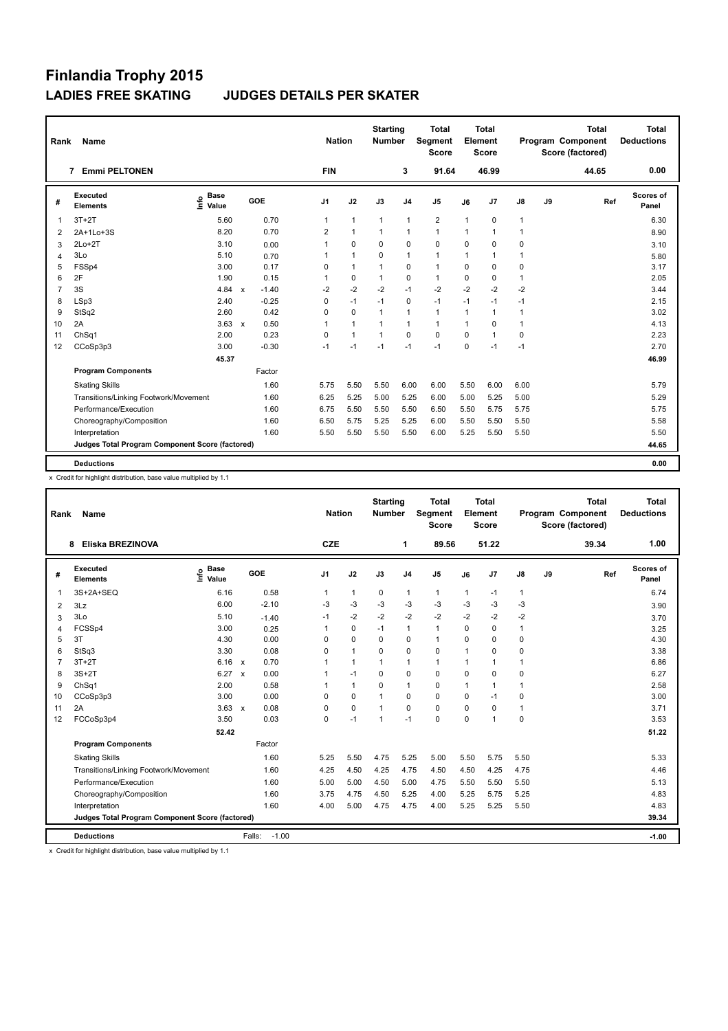# Finlandia Trophy 2015

## LADIES FREE SKATING JUDGES DETAILS PER SKATER

| Rank | Name | Nation | Starting Number | Total Segment Score | Total Element Score | Total Program Component Score (factored) | Total Deductions |
|---|---|---|---|---|---|---|---|
| 7 | Emmi PELTONEN | FIN | 3 | 91.64 | 46.99 | 44.65 | 0.00 |

| # | Executed Elements | Info | Base Value | | GOE | J1 | J2 | J3 | J4 | J5 | J6 | J7 | J8 | J9 | Ref | Scores of Panel |
|---|---|---|---|---|---|---|---|---|---|---|---|---|---|---|---|---|
| 1 | 3T+2T | | 5.60 | | 0.70 | 1 | 1 | 1 | 1 | 2 | 1 | 0 | 1 | | | 6.30 |
| 2 | 2A+1Lo+3S | | 8.20 | | 0.70 | 2 | 1 | 1 | 1 | 1 | 1 | 1 | 1 | | | 8.90 |
| 3 | 2Lo+2T | | 3.10 | | 0.00 | 1 | 0 | 0 | 0 | 0 | 0 | 0 | 0 | | | 3.10 |
| 4 | 3Lo | | 5.10 | | 0.70 | 1 | 1 | 0 | 1 | 1 | 1 | 1 | 1 | | | 5.80 |
| 5 | FSSp4 | | 3.00 | | 0.17 | 0 | 1 | 1 | 0 | 1 | 0 | 0 | 0 | | | 3.17 |
| 6 | 2F | | 1.90 | | 0.15 | 1 | 0 | 1 | 0 | 1 | 0 | 0 | 1 | | | 2.05 |
| 7 | 3S | | 4.84 | x | -1.40 | -2 | -2 | -2 | -1 | -2 | -2 | -2 | -2 | | | 3.44 |
| 8 | LSp3 | | 2.40 | | -0.25 | 0 | -1 | -1 | 0 | -1 | -1 | -1 | -1 | | | 2.15 |
| 9 | StSq2 | | 2.60 | | 0.42 | 0 | 0 | 1 | 1 | 1 | 1 | 1 | 1 | | | 3.02 |
| 10 | 2A | | 3.63 | x | 0.50 | 1 | 1 | 1 | 1 | 1 | 1 | 0 | 1 | | | 4.13 |
| 11 | ChSq1 | | 2.00 | | 0.23 | 0 | 1 | 1 | 0 | 0 | 0 | 1 | 0 | | | 2.23 |
| 12 | CCoSp3p3 | | 3.00 | | -0.30 | -1 | -1 | -1 | -1 | -1 | 0 | -1 | -1 | | | 2.70 |
| | | | 45.37 | | | | | | | | | | | | | 46.99 |
| | **Program Components** | | | | Factor | | | | | | | | | | | |
| | Skating Skills | | | | 1.60 | 5.75 | 5.50 | 5.50 | 6.00 | 6.00 | 5.50 | 6.00 | 6.00 | | | 5.79 |
| | Transitions/Linking Footwork/Movement | | | | 1.60 | 6.25 | 5.25 | 5.00 | 5.25 | 6.00 | 5.00 | 5.25 | 5.00 | | | 5.29 |
| | Performance/Execution | | | | 1.60 | 6.75 | 5.50 | 5.50 | 5.50 | 6.50 | 5.50 | 5.75 | 5.75 | | | 5.75 |
| | Choreography/Composition | | | | 1.60 | 6.50 | 5.75 | 5.25 | 5.25 | 6.00 | 5.50 | 5.50 | 5.50 | | | 5.58 |
| | Interpretation | | | | 1.60 | 5.50 | 5.50 | 5.50 | 5.50 | 6.00 | 5.25 | 5.50 | 5.50 | | | 5.50 |
| | **Judges Total Program Component Score (factored)** | | | | | | | | | | | | | | | 44.65 |
| | **Deductions** | | | | | | | | | | | | | | | 0.00 |

x Credit for highlight distribution, base value multiplied by 1.1

| Rank | Name | Nation | Starting Number | Total Segment Score | Total Element Score | Total Program Component Score (factored) | Total Deductions |
|---|---|---|---|---|---|---|---|
| 8 | Eliska BREZINOVA | CZE | 1 | 89.56 | 51.22 | 39.34 | 1.00 |

| # | Executed Elements | Info | Base Value | | GOE | J1 | J2 | J3 | J4 | J5 | J6 | J7 | J8 | J9 | Ref | Scores of Panel |
|---|---|---|---|---|---|---|---|---|---|---|---|---|---|---|---|---|
| 1 | 3S+2A+SEQ | | 6.16 | | 0.58 | 1 | 1 | 0 | 1 | 1 | 1 | -1 | 1 | | | 6.74 |
| 2 | 3Lz | | 6.00 | | -2.10 | -3 | -3 | -3 | -3 | -3 | -3 | -3 | -3 | | | 3.90 |
| 3 | 3Lo | | 5.10 | | -1.40 | -1 | -2 | -2 | -2 | -2 | -2 | -2 | -2 | | | 3.70 |
| 4 | FCSSp4 | | 3.00 | | 0.25 | 1 | 0 | -1 | 1 | 1 | 0 | 0 | 1 | | | 3.25 |
| 5 | 3T | | 4.30 | | 0.00 | 0 | 0 | 0 | 0 | 1 | 0 | 0 | 0 | | | 4.30 |
| 6 | StSq3 | | 3.30 | | 0.08 | 0 | 1 | 0 | 0 | 0 | 1 | 0 | 0 | | | 3.38 |
| 7 | 3T+2T | | 6.16 | x | 0.70 | 1 | 1 | 1 | 1 | 1 | 1 | 1 | 1 | | | 6.86 |
| 8 | 3S+2T | | 6.27 | x | 0.00 | 1 | -1 | 0 | 0 | 0 | 0 | 0 | 0 | | | 6.27 |
| 9 | ChSq1 | | 2.00 | | 0.58 | 1 | 1 | 0 | 1 | 0 | 1 | 1 | 1 | | | 2.58 |
| 10 | CCoSp3p3 | | 3.00 | | 0.00 | 0 | 0 | 1 | 0 | 0 | 0 | -1 | 0 | | | 3.00 |
| 11 | 2A | | 3.63 | x | 0.08 | 0 | 0 | 1 | 0 | 0 | 0 | 0 | 1 | | | 3.71 |
| 12 | FCCoSp3p4 | | 3.50 | | 0.03 | 0 | -1 | 1 | -1 | 0 | 0 | 1 | 0 | | | 3.53 |
| | | | 52.42 | | | | | | | | | | | | | 51.22 |
| | **Program Components** | | | | Factor | | | | | | | | | | | |
| | Skating Skills | | | | 1.60 | 5.25 | 5.50 | 4.75 | 5.25 | 5.00 | 5.50 | 5.75 | 5.50 | | | 5.33 |
| | Transitions/Linking Footwork/Movement | | | | 1.60 | 4.25 | 4.50 | 4.25 | 4.75 | 4.50 | 4.50 | 4.25 | 4.75 | | | 4.46 |
| | Performance/Execution | | | | 1.60 | 5.00 | 5.00 | 4.50 | 5.00 | 4.75 | 5.50 | 5.50 | 5.50 | | | 5.13 |
| | Choreography/Composition | | | | 1.60 | 3.75 | 4.75 | 4.50 | 5.25 | 4.00 | 5.25 | 5.75 | 5.25 | | | 4.83 |
| | Interpretation | | | | 1.60 | 4.00 | 5.00 | 4.75 | 4.75 | 4.00 | 5.25 | 5.25 | 5.50 | | | 4.83 |
| | **Judges Total Program Component Score (factored)** | | | | | | | | | | | | | | | 39.34 |
| | **Deductions** | | | Falls: | -1.00 | | | | | | | | | | | -1.00 |

x Credit for highlight distribution, base value multiplied by 1.1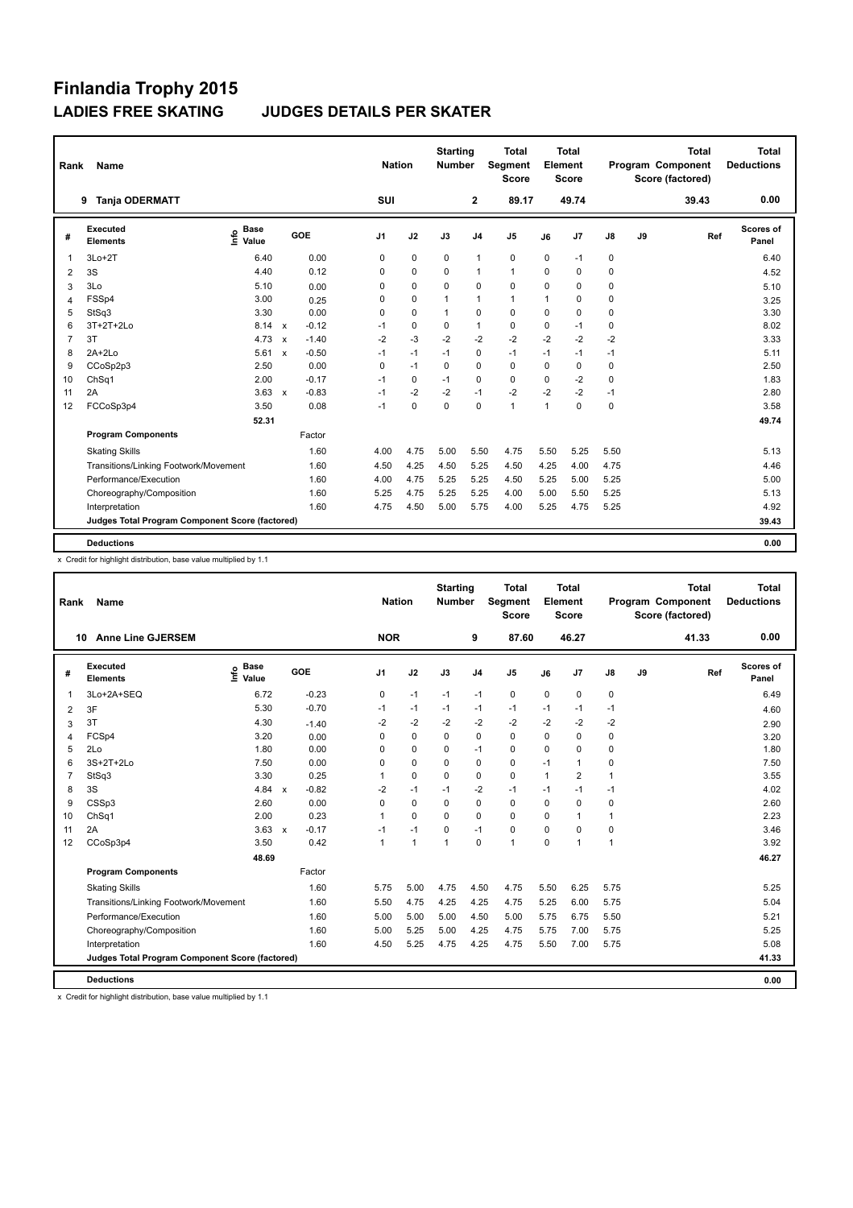# Finlandia Trophy 2015

## LADIES FREE SKATING JUDGES DETAILS PER SKATER

| Rank | Name | Nation | Starting Number | Total Segment Score | Total Element Score | Total Program Component Score (factored) | Total Deductions |
|---|---|---|---|---|---|---|---|
| 9 | Tanja ODERMATT | SUI | 2 | 89.17 | 49.74 | 39.43 | 0.00 |

| # | Executed Elements | Info | Base Value | | GOE | J1 | J2 | J3 | J4 | J5 | J6 | J7 | J8 | J9 | Ref | Scores of Panel |
|---|---|---|---|---|---|---|---|---|---|---|---|---|---|---|---|---|
| 1 | 3Lo+2T | | 6.40 | | 0.00 | 0 | 0 | 0 | 1 | 0 | 0 | -1 | 0 | | | 6.40 |
| 2 | 3S | | 4.40 | | 0.12 | 0 | 0 | 0 | 1 | 1 | 0 | 0 | 0 | | | 4.52 |
| 3 | 3Lo | | 5.10 | | 0.00 | 0 | 0 | 0 | 0 | 0 | 0 | 0 | 0 | | | 5.10 |
| 4 | FSSp4 | | 3.00 | | 0.25 | 0 | 0 | 1 | 1 | 1 | 1 | 0 | 0 | | | 3.25 |
| 5 | StSq3 | | 3.30 | | 0.00 | 0 | 0 | 1 | 0 | 0 | 0 | 0 | 0 | | | 3.30 |
| 6 | 3T+2T+2Lo | | 8.14 | x | -0.12 | -1 | 0 | 0 | 1 | 0 | 0 | -1 | 0 | | | 8.02 |
| 7 | 3T | | 4.73 | x | -1.40 | -2 | -3 | -2 | -2 | -2 | -2 | -2 | -2 | | | 3.33 |
| 8 | 2A+2Lo | | 5.61 | x | -0.50 | -1 | -1 | -1 | 0 | -1 | -1 | -1 | -1 | | | 5.11 |
| 9 | CCoSp2p3 | | 2.50 | | 0.00 | 0 | -1 | 0 | 0 | 0 | 0 | 0 | 0 | | | 2.50 |
| 10 | ChSq1 | | 2.00 | | -0.17 | -1 | 0 | -1 | 0 | 0 | 0 | -2 | 0 | | | 1.83 |
| 11 | 2A | | 3.63 | x | -0.83 | -1 | -2 | -2 | -1 | -2 | -2 | -2 | -1 | | | 2.80 |
| 12 | FCCoSp3p4 | | 3.50 | | 0.08 | -1 | 0 | 0 | 0 | 1 | 1 | 0 | 0 | | | 3.58 |
| | | | 52.31 | | | | | | | | | | | | | 49.74 |
| | **Program Components** | | | | Factor | | | | | | | | | | | |
| | Skating Skills | | | | 1.60 | 4.00 | 4.75 | 5.00 | 5.50 | 4.75 | 5.50 | 5.25 | 5.50 | | | 5.13 |
| | Transitions/Linking Footwork/Movement | | | | 1.60 | 4.50 | 4.25 | 4.50 | 5.25 | 4.50 | 4.25 | 4.00 | 4.75 | | | 4.46 |
| | Performance/Execution | | | | 1.60 | 4.00 | 4.75 | 5.25 | 5.25 | 4.50 | 5.25 | 5.00 | 5.25 | | | 5.00 |
| | Choreography/Composition | | | | 1.60 | 5.25 | 4.75 | 5.25 | 5.25 | 4.00 | 5.00 | 5.50 | 5.25 | | | 5.13 |
| | Interpretation | | | | 1.60 | 4.75 | 4.50 | 5.00 | 5.75 | 4.00 | 5.25 | 4.75 | 5.25 | | | 4.92 |
| | **Judges Total Program Component Score (factored)** | | | | | | | | | | | | | | | 39.43 |
| | **Deductions** | | | | | | | | | | | | | | | 0.00 |

x Credit for highlight distribution, base value multiplied by 1.1

| Rank | Name | Nation | Starting Number | Total Segment Score | Total Element Score | Total Program Component Score (factored) | Total Deductions |
|---|---|---|---|---|---|---|---|
| 10 | Anne Line GJERSEM | NOR | 9 | 87.60 | 46.27 | 41.33 | 0.00 |

| # | Executed Elements | Info | Base Value | | GOE | J1 | J2 | J3 | J4 | J5 | J6 | J7 | J8 | J9 | Ref | Scores of Panel |
|---|---|---|---|---|---|---|---|---|---|---|---|---|---|---|---|---|
| 1 | 3Lo+2A+SEQ | | 6.72 | | -0.23 | 0 | -1 | -1 | -1 | 0 | 0 | 0 | 0 | | | 6.49 |
| 2 | 3F | | 5.30 | | -0.70 | -1 | -1 | -1 | -1 | -1 | -1 | -1 | -1 | | | 4.60 |
| 3 | 3T | | 4.30 | | -1.40 | -2 | -2 | -2 | -2 | -2 | -2 | -2 | -2 | | | 2.90 |
| 4 | FCSp4 | | 3.20 | | 0.00 | 0 | 0 | 0 | 0 | 0 | 0 | 0 | 0 | | | 3.20 |
| 5 | 2Lo | | 1.80 | | 0.00 | 0 | 0 | 0 | -1 | 0 | 0 | 0 | 0 | | | 1.80 |
| 6 | 3S+2T+2Lo | | 7.50 | | 0.00 | 0 | 0 | 0 | 0 | 0 | -1 | 1 | 0 | | | 7.50 |
| 7 | StSq3 | | 3.30 | | 0.25 | 1 | 0 | 0 | 0 | 0 | 1 | 2 | 1 | | | 3.55 |
| 8 | 3S | | 4.84 | x | -0.82 | -2 | -1 | -1 | -2 | -1 | -1 | -1 | -1 | | | 4.02 |
| 9 | CSSp3 | | 2.60 | | 0.00 | 0 | 0 | 0 | 0 | 0 | 0 | 0 | 0 | | | 2.60 |
| 10 | ChSq1 | | 2.00 | | 0.23 | 1 | 0 | 0 | 0 | 0 | 0 | 1 | 1 | | | 2.23 |
| 11 | 2A | | 3.63 | x | -0.17 | -1 | -1 | 0 | -1 | 0 | 0 | 0 | 0 | | | 3.46 |
| 12 | CCoSp3p4 | | 3.50 | | 0.42 | 1 | 1 | 1 | 0 | 1 | 0 | 1 | 1 | | | 3.92 |
| | | | 48.69 | | | | | | | | | | | | | 46.27 |
| | **Program Components** | | | | Factor | | | | | | | | | | | |
| | Skating Skills | | | | 1.60 | 5.75 | 5.00 | 4.75 | 4.50 | 4.75 | 5.50 | 6.25 | 5.75 | | | 5.25 |
| | Transitions/Linking Footwork/Movement | | | | 1.60 | 5.50 | 4.75 | 4.25 | 4.25 | 4.75 | 5.25 | 6.00 | 5.75 | | | 5.04 |
| | Performance/Execution | | | | 1.60 | 5.00 | 5.00 | 5.00 | 4.50 | 5.00 | 5.75 | 6.75 | 5.50 | | | 5.21 |
| | Choreography/Composition | | | | 1.60 | 5.00 | 5.25 | 5.00 | 4.25 | 4.75 | 5.75 | 7.00 | 5.75 | | | 5.25 |
| | Interpretation | | | | 1.60 | 4.50 | 5.25 | 4.75 | 4.25 | 4.75 | 5.50 | 7.00 | 5.75 | | | 5.08 |
| | **Judges Total Program Component Score (factored)** | | | | | | | | | | | | | | | 41.33 |
| | **Deductions** | | | | | | | | | | | | | | | 0.00 |

x Credit for highlight distribution, base value multiplied by 1.1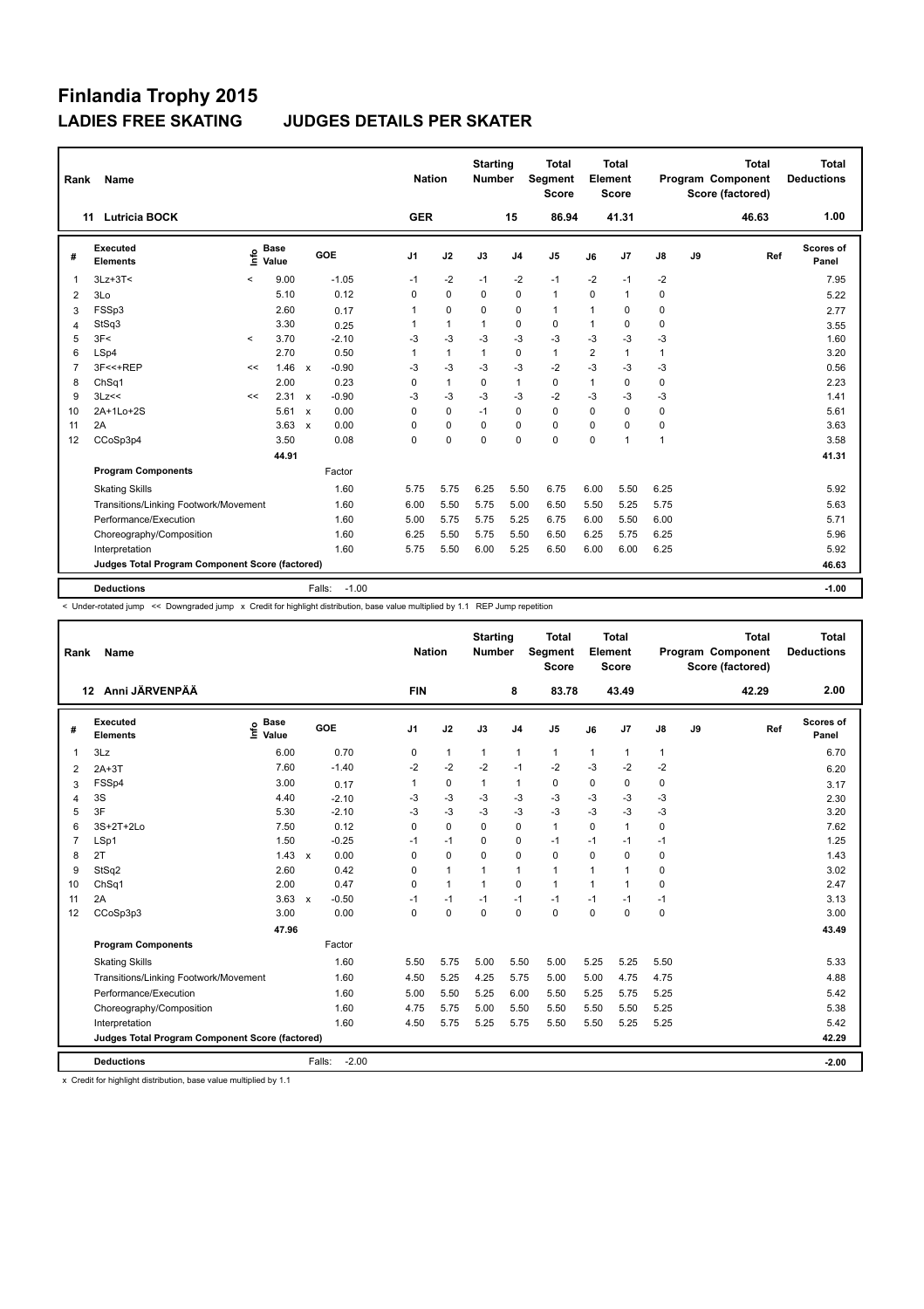# Finlandia Trophy 2015

## LADIES FREE SKATING JUDGES DETAILS PER SKATER

| Rank | Name | Nation | Starting Number | Total Segment Score | Total Element Score | Total Program Component Score (factored) | Total Deductions |
|---|---|---|---|---|---|---|---|
| 11 | Lutricia BOCK | GER | 15 | 86.94 | 41.31 | 46.63 | 1.00 |

| # | Executed Elements | Info | Base Value | | GOE | J1 | J2 | J3 | J4 | J5 | J6 | J7 | J8 | J9 | Ref | Scores of Panel |
|---|---|---|---|---|---|---|---|---|---|---|---|---|---|---|---|---|
| 1 | 3Lz+3T< | < | 9.00 | | -1.05 | -1 | -2 | -1 | -2 | -1 | -2 | -1 | -2 | | | 7.95 |
| 2 | 3Lo | | 5.10 | | 0.12 | 0 | 0 | 0 | 0 | 1 | 0 | 1 | 0 | | | 5.22 |
| 3 | FSSp3 | | 2.60 | | 0.17 | 1 | 0 | 0 | 0 | 1 | 1 | 0 | 0 | | | 2.77 |
| 4 | StSq3 | | 3.30 | | 0.25 | 1 | 1 | 1 | 0 | 0 | 1 | 0 | 0 | | | 3.55 |
| 5 | 3F< | < | 3.70 | | -2.10 | -3 | -3 | -3 | -3 | -3 | -3 | -3 | -3 | | | 1.60 |
| 6 | LSp4 | | 2.70 | | 0.50 | 1 | 1 | 1 | 0 | 1 | 2 | 1 | 1 | | | 3.20 |
| 7 | 3F<<+REP | << | 1.46 | x | -0.90 | -3 | -3 | -3 | -3 | -2 | -3 | -3 | -3 | | | 0.56 |
| 8 | ChSq1 | | 2.00 | | 0.23 | 0 | 1 | 0 | 1 | 0 | 1 | 0 | 0 | | | 2.23 |
| 9 | 3Lz<< | << | 2.31 | x | -0.90 | -3 | -3 | -3 | -3 | -2 | -3 | -3 | -3 | | | 1.41 |
| 10 | 2A+1Lo+2S | | 5.61 | x | 0.00 | 0 | 0 | -1 | 0 | 0 | 0 | 0 | 0 | | | 5.61 |
| 11 | 2A | | 3.63 | x | 0.00 | 0 | 0 | 0 | 0 | 0 | 0 | 0 | 0 | | | 3.63 |
| 12 | CCoSp3p4 | | 3.50 | | 0.08 | 0 | 0 | 0 | 0 | 0 | 0 | 1 | 1 | | | 3.58 |
| | | | 44.91 | | | | | | | | | | | | | 41.31 |
| | **Program Components** | | | | Factor | | | | | | | | | | | |
| | Skating Skills | | | | 1.60 | 5.75 | 5.75 | 6.25 | 5.50 | 6.75 | 6.00 | 5.50 | 6.25 | | | 5.92 |
| | Transitions/Linking Footwork/Movement | | | | 1.60 | 6.00 | 5.50 | 5.75 | 5.00 | 6.50 | 5.50 | 5.25 | 5.75 | | | 5.63 |
| | Performance/Execution | | | | 1.60 | 5.00 | 5.75 | 5.75 | 5.25 | 6.75 | 6.00 | 5.50 | 6.00 | | | 5.71 |
| | Choreography/Composition | | | | 1.60 | 6.25 | 5.50 | 5.75 | 5.50 | 6.50 | 6.25 | 5.75 | 6.25 | | | 5.96 |
| | Interpretation | | | | 1.60 | 5.75 | 5.50 | 6.00 | 5.25 | 6.50 | 6.00 | 6.00 | 6.25 | | | 5.92 |
| | **Judges Total Program Component Score (factored)** | | | | | | | | | | | | | | | 46.63 |
| | **Deductions** | | | | Falls: -1.00 | | | | | | | | | | | -1.00 |

< Under-rotated jump << Downgraded jump x Credit for highlight distribution, base value multiplied by 1.1 REP Jump repetition

| Rank | Name | Nation | Starting Number | Total Segment Score | Total Element Score | Total Program Component Score (factored) | Total Deductions |
|---|---|---|---|---|---|---|---|
| 12 | Anni JÄRVENPÄÄ | FIN | 8 | 83.78 | 43.49 | 42.29 | 2.00 |

| # | Executed Elements | Info | Base Value | | GOE | J1 | J2 | J3 | J4 | J5 | J6 | J7 | J8 | J9 | Ref | Scores of Panel |
|---|---|---|---|---|---|---|---|---|---|---|---|---|---|---|---|---|
| 1 | 3Lz | | 6.00 | | 0.70 | 0 | 1 | 1 | 1 | 1 | 1 | 1 | 1 | | | 6.70 |
| 2 | 2A+3T | | 7.60 | | -1.40 | -2 | -2 | -2 | -1 | -2 | -3 | -2 | -2 | | | 6.20 |
| 3 | FSSp4 | | 3.00 | | 0.17 | 1 | 0 | 1 | 1 | 0 | 0 | 0 | 0 | | | 3.17 |
| 4 | 3S | | 4.40 | | -2.10 | -3 | -3 | -3 | -3 | -3 | -3 | -3 | -3 | | | 2.30 |
| 5 | 3F | | 5.30 | | -2.10 | -3 | -3 | -3 | -3 | -3 | -3 | -3 | -3 | | | 3.20 |
| 6 | 3S+2T+2Lo | | 7.50 | | 0.12 | 0 | 0 | 0 | 0 | 1 | 0 | 1 | 0 | | | 7.62 |
| 7 | LSp1 | | 1.50 | | -0.25 | -1 | -1 | 0 | 0 | -1 | -1 | -1 | -1 | | | 1.25 |
| 8 | 2T | | 1.43 | x | 0.00 | 0 | 0 | 0 | 0 | 0 | 0 | 0 | 0 | | | 1.43 |
| 9 | StSq2 | | 2.60 | | 0.42 | 0 | 1 | 1 | 1 | 1 | 1 | 1 | 0 | | | 3.02 |
| 10 | ChSq1 | | 2.00 | | 0.47 | 0 | 1 | 1 | 0 | 1 | 1 | 1 | 0 | | | 2.47 |
| 11 | 2A | | 3.63 | x | -0.50 | -1 | -1 | -1 | -1 | -1 | -1 | -1 | -1 | | | 3.13 |
| 12 | CCoSp3p3 | | 3.00 | | 0.00 | 0 | 0 | 0 | 0 | 0 | 0 | 0 | 0 | | | 3.00 |
| | | | 47.96 | | | | | | | | | | | | | 43.49 |
| | **Program Components** | | | | Factor | | | | | | | | | | | |
| | Skating Skills | | | | 1.60 | 5.50 | 5.75 | 5.00 | 5.50 | 5.00 | 5.25 | 5.25 | 5.50 | | | 5.33 |
| | Transitions/Linking Footwork/Movement | | | | 1.60 | 4.50 | 5.25 | 4.25 | 5.75 | 5.00 | 5.00 | 4.75 | 4.75 | | | 4.88 |
| | Performance/Execution | | | | 1.60 | 5.00 | 5.50 | 5.25 | 6.00 | 5.50 | 5.25 | 5.75 | 5.25 | | | 5.42 |
| | Choreography/Composition | | | | 1.60 | 4.75 | 5.75 | 5.00 | 5.50 | 5.50 | 5.50 | 5.50 | 5.25 | | | 5.38 |
| | Interpretation | | | | 1.60 | 4.50 | 5.75 | 5.25 | 5.75 | 5.50 | 5.50 | 5.25 | 5.25 | | | 5.42 |
| | **Judges Total Program Component Score (factored)** | | | | | | | | | | | | | | | 42.29 |
| | **Deductions** | | | | Falls: -2.00 | | | | | | | | | | | -2.00 |

x Credit for highlight distribution, base value multiplied by 1.1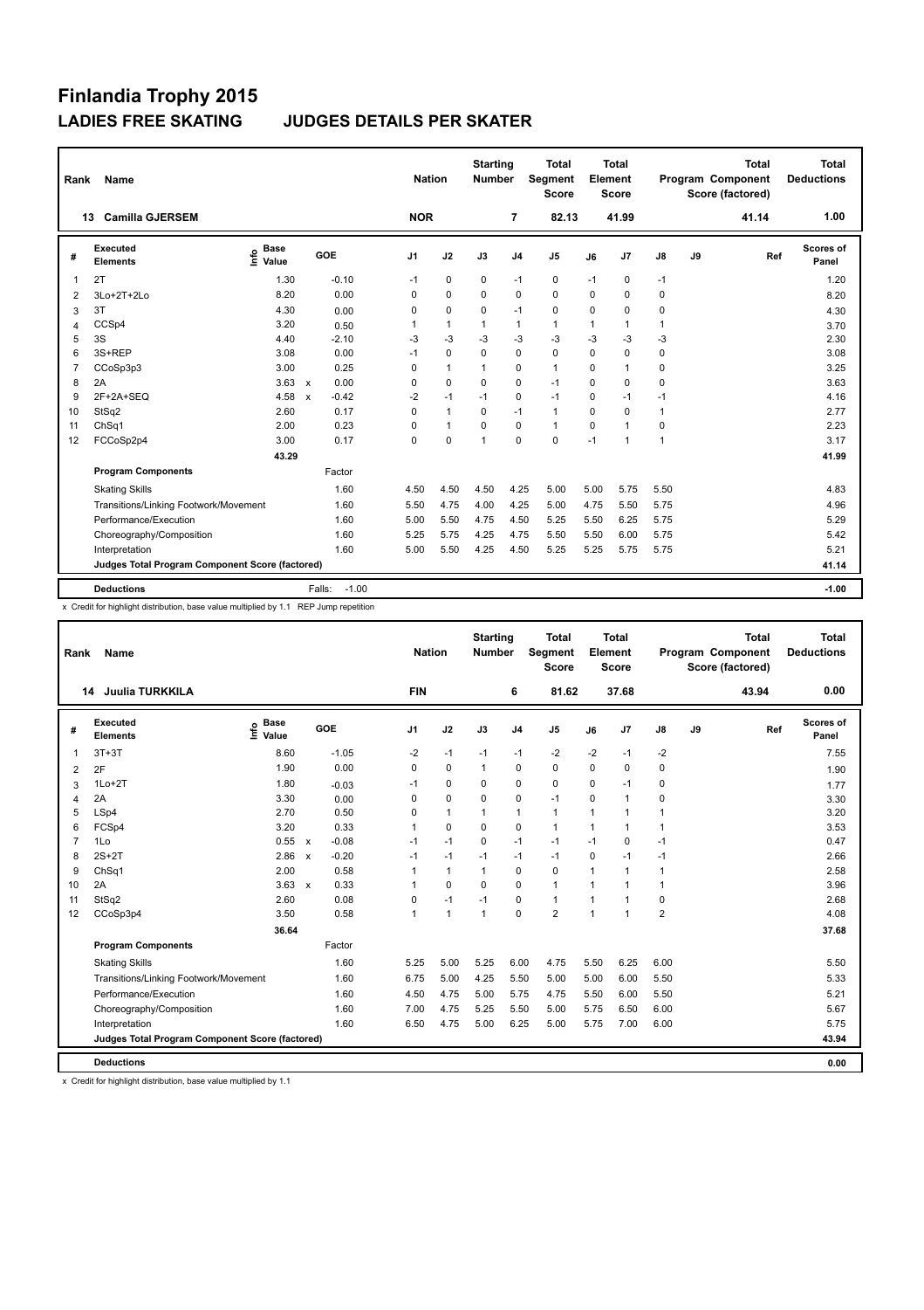# Finlandia Trophy 2015

## LADIES FREE SKATING JUDGES DETAILS PER SKATER

| Rank | Name | Nation | Starting Number | Total Segment Score | Total Element Score | Total Program Component Score (factored) | Total Deductions |
|---|---|---|---|---|---|---|---|
| 13 | Camilla GJERSEM | NOR | 7 | 82.13 | 41.99 | 41.14 | 1.00 |

| # | Executed Elements | Info | Base Value | | GOE | J1 | J2 | J3 | J4 | J5 | J6 | J7 | J8 | J9 | Ref | Scores of Panel |
|---|---|---|---|---|---|---|---|---|---|---|---|---|---|---|---|---|
| 1 | 2T | | 1.30 | | -0.10 | -1 | 0 | 0 | -1 | 0 | -1 | 0 | -1 | | | 1.20 |
| 2 | 3Lo+2T+2Lo | | 8.20 | | 0.00 | 0 | 0 | 0 | 0 | 0 | 0 | 0 | 0 | | | 8.20 |
| 3 | 3T | | 4.30 | | 0.00 | 0 | 0 | 0 | -1 | 0 | 0 | 0 | 0 | | | 4.30 |
| 4 | CCSp4 | | 3.20 | | 0.50 | 1 | 1 | 1 | 1 | 1 | 1 | 1 | 1 | | | 3.70 |
| 5 | 3S | | 4.40 | | -2.10 | -3 | -3 | -3 | -3 | -3 | -3 | -3 | -3 | | | 2.30 |
| 6 | 3S+REP | | 3.08 | | 0.00 | -1 | 0 | 0 | 0 | 0 | 0 | 0 | 0 | | | 3.08 |
| 7 | CCoSp3p3 | | 3.00 | | 0.25 | 0 | 1 | 1 | 0 | 1 | 0 | 1 | 0 | | | 3.25 |
| 8 | 2A | | 3.63 | x | 0.00 | 0 | 0 | 0 | 0 | -1 | 0 | 0 | 0 | | | 3.63 |
| 9 | 2F+2A+SEQ | | 4.58 | x | -0.42 | -2 | -1 | -1 | 0 | -1 | 0 | -1 | -1 | | | 4.16 |
| 10 | StSq2 | | 2.60 | | 0.17 | 0 | 1 | 0 | -1 | 1 | 0 | 0 | 1 | | | 2.77 |
| 11 | ChSq1 | | 2.00 | | 0.23 | 0 | 1 | 0 | 0 | 1 | 0 | 1 | 0 | | | 2.23 |
| 12 | FCCoSp2p4 | | 3.00 | | 0.17 | 0 | 0 | 1 | 0 | 0 | -1 | 1 | 1 | | | 3.17 |
| | | | 43.29 | | | | | | | | | | | | | 41.99 |
| | **Program Components** | | | | Factor | | | | | | | | | | | |
| | Skating Skills | | | | 1.60 | 4.50 | 4.50 | 4.50 | 4.25 | 5.00 | 5.00 | 5.75 | 5.50 | | | 4.83 |
| | Transitions/Linking Footwork/Movement | | | | 1.60 | 5.50 | 4.75 | 4.00 | 4.25 | 5.00 | 4.75 | 5.50 | 5.75 | | | 4.96 |
| | Performance/Execution | | | | 1.60 | 5.00 | 5.50 | 4.75 | 4.50 | 5.25 | 5.50 | 6.25 | 5.75 | | | 5.29 |
| | Choreography/Composition | | | | 1.60 | 5.25 | 5.75 | 4.25 | 4.75 | 5.50 | 5.50 | 6.00 | 5.75 | | | 5.42 |
| | Interpretation | | | | 1.60 | 5.00 | 5.50 | 4.25 | 4.50 | 5.25 | 5.25 | 5.75 | 5.75 | | | 5.21 |
| | **Judges Total Program Component Score (factored)** | | | | | | | | | | | | | | | 41.14 |
| | **Deductions** | | | | Falls: -1.00 | | | | | | | | | | | -1.00 |

x Credit for highlight distribution, base value multiplied by 1.1 REP Jump repetition

| Rank | Name | Nation | Starting Number | Total Segment Score | Total Element Score | Total Program Component Score (factored) | Total Deductions |
|---|---|---|---|---|---|---|---|
| 14 | Juulia TURKKILA | FIN | 6 | 81.62 | 37.68 | 43.94 | 0.00 |

| # | Executed Elements | Info | Base Value | | GOE | J1 | J2 | J3 | J4 | J5 | J6 | J7 | J8 | J9 | Ref | Scores of Panel |
|---|---|---|---|---|---|---|---|---|---|---|---|---|---|---|---|---|
| 1 | 3T+3T | | 8.60 | | -1.05 | -2 | -1 | -1 | -1 | -2 | -2 | -1 | -2 | | | 7.55 |
| 2 | 2F | | 1.90 | | 0.00 | 0 | 0 | 1 | 0 | 0 | 0 | 0 | 0 | | | 1.90 |
| 3 | 1Lo+2T | | 1.80 | | -0.03 | -1 | 0 | 0 | 0 | 0 | 0 | -1 | 0 | | | 1.77 |
| 4 | 2A | | 3.30 | | 0.00 | 0 | 0 | 0 | 0 | -1 | 0 | 1 | 0 | | | 3.30 |
| 5 | LSp4 | | 2.70 | | 0.50 | 0 | 1 | 1 | 1 | 1 | 1 | 1 | 1 | | | 3.20 |
| 6 | FCSp4 | | 3.20 | | 0.33 | 1 | 0 | 0 | 0 | 1 | 1 | 1 | 1 | | | 3.53 |
| 7 | 1Lo | | 0.55 | x | -0.08 | -1 | -1 | 0 | -1 | -1 | -1 | 0 | -1 | | | 0.47 |
| 8 | 2S+2T | | 2.86 | x | -0.20 | -1 | -1 | -1 | -1 | -1 | 0 | -1 | -1 | | | 2.66 |
| 9 | ChSq1 | | 2.00 | | 0.58 | 1 | 1 | 1 | 0 | 0 | 1 | 1 | 1 | | | 2.58 |
| 10 | 2A | | 3.63 | x | 0.33 | 1 | 0 | 0 | 0 | 1 | 1 | 1 | 1 | | | 3.96 |
| 11 | StSq2 | | 2.60 | | 0.08 | 0 | -1 | -1 | 0 | 1 | 1 | 1 | 0 | | | 2.68 |
| 12 | CCoSp3p4 | | 3.50 | | 0.58 | 1 | 1 | 1 | 0 | 2 | 1 | 1 | 2 | | | 4.08 |
| | | | 36.64 | | | | | | | | | | | | | 37.68 |
| | **Program Components** | | | | Factor | | | | | | | | | | | |
| | Skating Skills | | | | 1.60 | 5.25 | 5.00 | 5.25 | 6.00 | 4.75 | 5.50 | 6.25 | 6.00 | | | 5.50 |
| | Transitions/Linking Footwork/Movement | | | | 1.60 | 6.75 | 5.00 | 4.25 | 5.50 | 5.00 | 5.00 | 6.00 | 5.50 | | | 5.33 |
| | Performance/Execution | | | | 1.60 | 4.50 | 4.75 | 5.00 | 5.75 | 4.75 | 5.50 | 6.00 | 5.50 | | | 5.21 |
| | Choreography/Composition | | | | 1.60 | 7.00 | 4.75 | 5.25 | 5.50 | 5.00 | 5.75 | 6.50 | 6.00 | | | 5.67 |
| | Interpretation | | | | 1.60 | 6.50 | 4.75 | 5.00 | 6.25 | 5.00 | 5.75 | 7.00 | 6.00 | | | 5.75 |
| | **Judges Total Program Component Score (factored)** | | | | | | | | | | | | | | | 43.94 |
| | **Deductions** | | | | | | | | | | | | | | | 0.00 |

x Credit for highlight distribution, base value multiplied by 1.1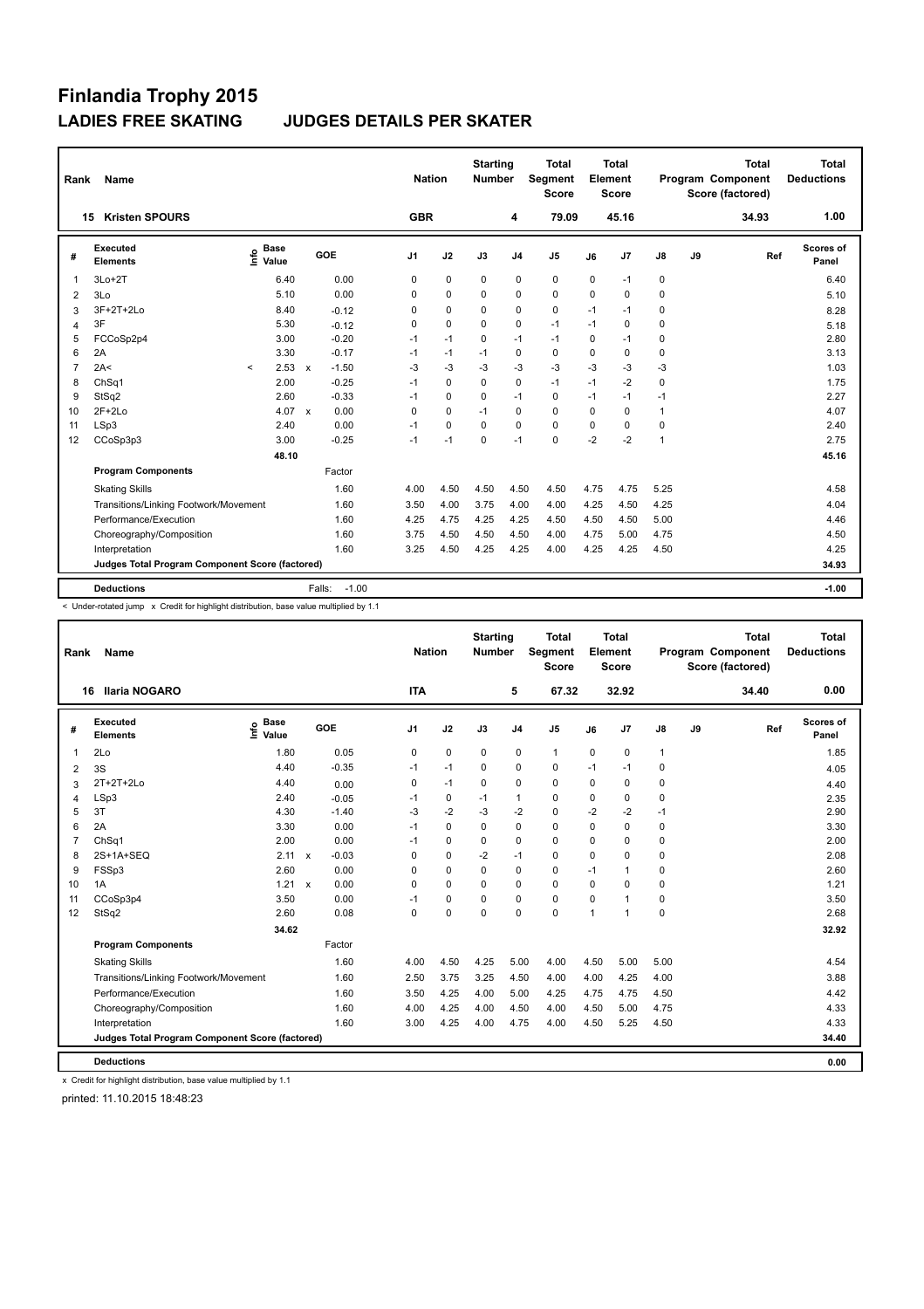# Finlandia Trophy 2015

## LADIES FREE SKATING    JUDGES DETAILS PER SKATER

| Rank | Name | Nation | Starting Number | Total Segment Score | Total Element Score | Total Program Component Score (factored) | Total Deductions |
|---|---|---|---|---|---|---|---|
| 15 | Kristen SPOURS | GBR | 4 | 79.09 | 45.16 | 34.93 | 1.00 |

| # | Executed Elements | Info | Base Value | | GOE | J1 | J2 | J3 | J4 | J5 | J6 | J7 | J8 | J9 | Ref | Scores of Panel |
|---|---|---|---|---|---|---|---|---|---|---|---|---|---|---|---|---|
| 1 | 3Lo+2T | | 6.40 | | 0.00 | 0 | 0 | 0 | 0 | 0 | 0 | -1 | 0 | | | 6.40 |
| 2 | 3Lo | | 5.10 | | 0.00 | 0 | 0 | 0 | 0 | 0 | 0 | 0 | 0 | | | 5.10 |
| 3 | 3F+2T+2Lo | | 8.40 | | -0.12 | 0 | 0 | 0 | 0 | 0 | -1 | -1 | 0 | | | 8.28 |
| 4 | 3F | | 5.30 | | -0.12 | 0 | 0 | 0 | 0 | -1 | -1 | 0 | 0 | | | 5.18 |
| 5 | FCCoSp2p4 | | 3.00 | | -0.20 | -1 | -1 | 0 | -1 | -1 | 0 | -1 | 0 | | | 2.80 |
| 6 | 2A | | 3.30 | | -0.17 | -1 | -1 | -1 | 0 | 0 | 0 | 0 | 0 | | | 3.13 |
| 7 | 2A< | < | 2.53 | x | -1.50 | -3 | -3 | -3 | -3 | -3 | -3 | -3 | -3 | | | 1.03 |
| 8 | ChSq1 | | 2.00 | | -0.25 | -1 | 0 | 0 | 0 | -1 | -1 | -2 | 0 | | | 1.75 |
| 9 | StSq2 | | 2.60 | | -0.33 | -1 | 0 | 0 | -1 | 0 | -1 | -1 | -1 | | | 2.27 |
| 10 | 2F+2Lo | | 4.07 | x | 0.00 | 0 | 0 | -1 | 0 | 0 | 0 | 0 | 1 | | | 4.07 |
| 11 | LSp3 | | 2.40 | | 0.00 | -1 | 0 | 0 | 0 | 0 | 0 | 0 | 0 | | | 2.40 |
| 12 | CCoSp3p3 | | 3.00 | | -0.25 | -1 | -1 | 0 | -1 | 0 | -2 | -2 | 1 | | | 2.75 |
| | | | 48.10 | | | | | | | | | | | | | 45.16 |

| Program Components | Factor | J1 | J2 | J3 | J4 | J5 | J6 | J7 | J8 | J9 | Scores of Panel |
|---|---|---|---|---|---|---|---|---|---|---|---|
| Skating Skills | 1.60 | 4.00 | 4.50 | 4.50 | 4.50 | 4.50 | 4.75 | 4.75 | 5.25 | | 4.58 |
| Transitions/Linking Footwork/Movement | 1.60 | 3.50 | 4.00 | 3.75 | 4.00 | 4.00 | 4.25 | 4.50 | 4.25 | | 4.04 |
| Performance/Execution | 1.60 | 4.25 | 4.75 | 4.25 | 4.25 | 4.50 | 4.50 | 4.50 | 5.00 | | 4.46 |
| Choreography/Composition | 1.60 | 3.75 | 4.50 | 4.50 | 4.50 | 4.00 | 4.75 | 5.00 | 4.75 | | 4.50 |
| Interpretation | 1.60 | 3.25 | 4.50 | 4.25 | 4.25 | 4.00 | 4.25 | 4.25 | 4.50 | | 4.25 |
| Judges Total Program Component Score (factored) | | | | | | | | | | | 34.93 |

**Deductions** Falls: -1.00 — **-1.00**

< Under-rotated jump x Credit for highlight distribution, base value multiplied by 1.1

| Rank | Name | Nation | Starting Number | Total Segment Score | Total Element Score | Total Program Component Score (factored) | Total Deductions |
|---|---|---|---|---|---|---|---|
| 16 | Ilaria NOGARO | ITA | 5 | 67.32 | 32.92 | 34.40 | 0.00 |

| # | Executed Elements | Info | Base Value | | GOE | J1 | J2 | J3 | J4 | J5 | J6 | J7 | J8 | J9 | Ref | Scores of Panel |
|---|---|---|---|---|---|---|---|---|---|---|---|---|---|---|---|---|
| 1 | 2Lo | | 1.80 | | 0.05 | 0 | 0 | 0 | 0 | 1 | 0 | 0 | 1 | | | 1.85 |
| 2 | 3S | | 4.40 | | -0.35 | -1 | -1 | 0 | 0 | 0 | -1 | -1 | 0 | | | 4.05 |
| 3 | 2T+2T+2Lo | | 4.40 | | 0.00 | 0 | -1 | 0 | 0 | 0 | 0 | 0 | 0 | | | 4.40 |
| 4 | LSp3 | | 2.40 | | -0.05 | -1 | 0 | -1 | 1 | 0 | 0 | 0 | 0 | | | 2.35 |
| 5 | 3T | | 4.30 | | -1.40 | -3 | -2 | -3 | -2 | 0 | -2 | -2 | -1 | | | 2.90 |
| 6 | 2A | | 3.30 | | 0.00 | -1 | 0 | 0 | 0 | 0 | 0 | 0 | 0 | | | 3.30 |
| 7 | ChSq1 | | 2.00 | | 0.00 | -1 | 0 | 0 | 0 | 0 | 0 | 0 | 0 | | | 2.00 |
| 8 | 2S+1A+SEQ | | 2.11 | x | -0.03 | 0 | 0 | -2 | -1 | 0 | 0 | 0 | 0 | | | 2.08 |
| 9 | FSSp3 | | 2.60 | | 0.00 | 0 | 0 | 0 | 0 | 0 | -1 | 1 | 0 | | | 2.60 |
| 10 | 1A | | 1.21 | x | 0.00 | 0 | 0 | 0 | 0 | 0 | 0 | 0 | 0 | | | 1.21 |
| 11 | CCoSp3p4 | | 3.50 | | 0.00 | -1 | 0 | 0 | 0 | 0 | 0 | 1 | 0 | | | 3.50 |
| 12 | StSq2 | | 2.60 | | 0.08 | 0 | 0 | 0 | 0 | 0 | 1 | 1 | 0 | | | 2.68 |
| | | | 34.62 | | | | | | | | | | | | | 32.92 |

| Program Components | Factor | J1 | J2 | J3 | J4 | J5 | J6 | J7 | J8 | J9 | Scores of Panel |
|---|---|---|---|---|---|---|---|---|---|---|---|
| Skating Skills | 1.60 | 4.00 | 4.50 | 4.25 | 5.00 | 4.00 | 4.50 | 5.00 | 5.00 | | 4.54 |
| Transitions/Linking Footwork/Movement | 1.60 | 2.50 | 3.75 | 3.25 | 4.50 | 4.00 | 4.00 | 4.25 | 4.00 | | 3.88 |
| Performance/Execution | 1.60 | 3.50 | 4.25 | 4.00 | 5.00 | 4.25 | 4.75 | 4.75 | 4.50 | | 4.42 |
| Choreography/Composition | 1.60 | 4.00 | 4.25 | 4.00 | 4.50 | 4.00 | 4.50 | 5.00 | 4.75 | | 4.33 |
| Interpretation | 1.60 | 3.00 | 4.25 | 4.00 | 4.75 | 4.00 | 4.50 | 5.25 | 4.50 | | 4.33 |
| Judges Total Program Component Score (factored) | | | | | | | | | | | 34.40 |

**Deductions** — **0.00**

x Credit for highlight distribution, base value multiplied by 1.1

printed: 11.10.2015 18:48:23